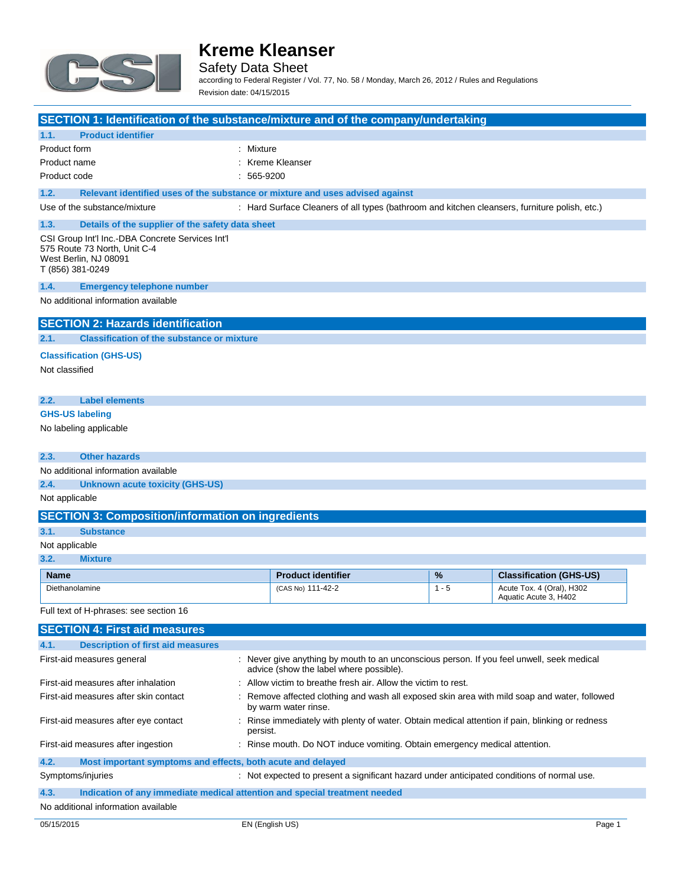# Kreme Kleanser

Safety Data Sheet

according to Federal Register / Vol. 77, No. 58 / Monday, March 26, 2012 / Rules and Regulations

Revision date: 04/15/2015

## SECTION 1: Identification of the substance/mixture and of the company/undertaking

### 1.1. Product identifier

| | |
|---|---|
| Product form | : Mixture |
| Product name | : Kreme Kleanser |
| Product code | : 565-9200 |

### 1.2. Relevant identified uses of the substance or mixture and uses advised against

| | |
|---|---|
| Use of the substance/mixture | : Hard Surface Cleaners of all types (bathroom and kitchen cleansers, furniture polish, etc.) |

### 1.3. Details of the supplier of the safety data sheet

CSI Group Int'l Inc.-DBA Concrete Services Int'l
575 Route 73 North, Unit C-4
West Berlin, NJ 08091
T (856) 381-0249

### 1.4. Emergency telephone number

No additional information available

## SECTION 2: Hazards identification

### 2.1. Classification of the substance or mixture

**Classification (GHS-US)**

Not classified

### 2.2. Label elements

**GHS-US labeling**

No labeling applicable

### 2.3. Other hazards

No additional information available

### 2.4. Unknown acute toxicity (GHS-US)

Not applicable

## SECTION 3: Composition/information on ingredients

### 3.1. Substance

Not applicable

### 3.2. Mixture

| Name | Product identifier | % | Classification (GHS-US) |
|---|---|---|---|
| Diethanolamine | (CAS No) 111-42-2 | 1 - 5 | Acute Tox. 4 (Oral), H302<br>Aquatic Acute 3, H402 |

Full text of H-phrases: see section 16

## SECTION 4: First aid measures

### 4.1. Description of first aid measures

| | |
|---|---|
| First-aid measures general | : Never give anything by mouth to an unconscious person. If you feel unwell, seek medical advice (show the label where possible). |
| First-aid measures after inhalation | : Allow victim to breathe fresh air. Allow the victim to rest. |
| First-aid measures after skin contact | : Remove affected clothing and wash all exposed skin area with mild soap and water, followed by warm water rinse. |
| First-aid measures after eye contact | : Rinse immediately with plenty of water. Obtain medical attention if pain, blinking or redness persist. |
| First-aid measures after ingestion | : Rinse mouth. Do NOT induce vomiting. Obtain emergency medical attention. |

### 4.2. Most important symptoms and effects, both acute and delayed

| | |
|---|---|
| Symptoms/injuries | : Not expected to present a significant hazard under anticipated conditions of normal use. |

### 4.3. Indication of any immediate medical attention and special treatment needed

No additional information available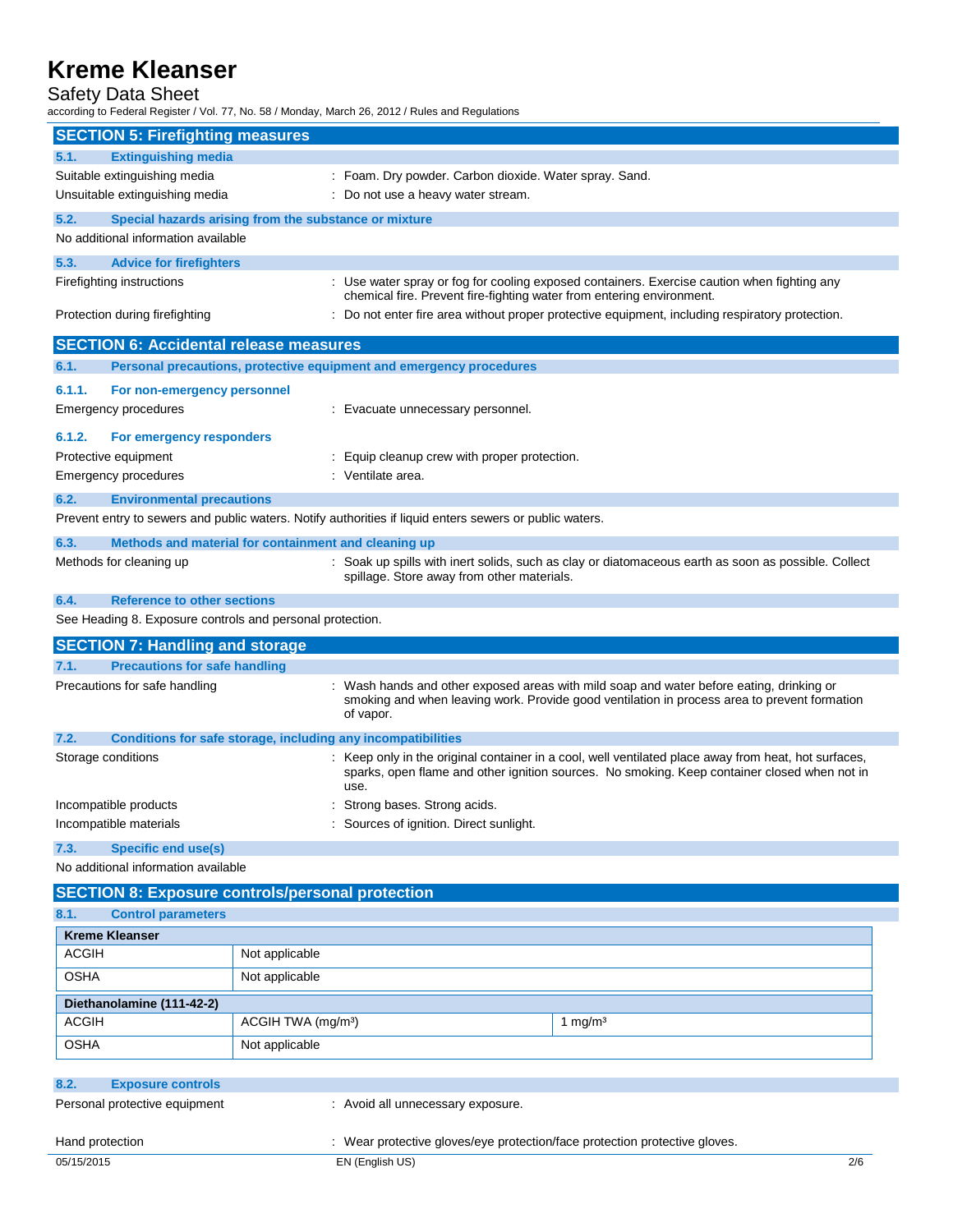## SECTION 5: Firefighting measures

### 5.1. Extinguishing media

Suitable extinguishing media : Foam. Dry powder. Carbon dioxide. Water spray. Sand.

Unsuitable extinguishing media : Do not use a heavy water stream.

### 5.2. Special hazards arising from the substance or mixture

No additional information available

### 5.3. Advice for firefighters

Firefighting instructions : Use water spray or fog for cooling exposed containers. Exercise caution when fighting any chemical fire. Prevent fire-fighting water from entering environment.

Protection during firefighting : Do not enter fire area without proper protective equipment, including respiratory protection.

## SECTION 6: Accidental release measures

### 6.1. Personal precautions, protective equipment and emergency procedures

#### 6.1.1. For non-emergency personnel

Emergency procedures : Evacuate unnecessary personnel.

#### 6.1.2. For emergency responders

Protective equipment : Equip cleanup crew with proper protection.

Emergency procedures : Ventilate area.

### 6.2. Environmental precautions

Prevent entry to sewers and public waters. Notify authorities if liquid enters sewers or public waters.

### 6.3. Methods and material for containment and cleaning up

Methods for cleaning up : Soak up spills with inert solids, such as clay or diatomaceous earth as soon as possible. Collect spillage. Store away from other materials.

### 6.4. Reference to other sections

See Heading 8. Exposure controls and personal protection.

## SECTION 7: Handling and storage

### 7.1. Precautions for safe handling

Precautions for safe handling : Wash hands and other exposed areas with mild soap and water before eating, drinking or smoking and when leaving work. Provide good ventilation in process area to prevent formation of vapor.

### 7.2. Conditions for safe storage, including any incompatibilities

Storage conditions : Keep only in the original container in a cool, well ventilated place away from heat, hot surfaces, sparks, open flame and other ignition sources. No smoking. Keep container closed when not in use.

Incompatible products : Strong bases. Strong acids.

Incompatible materials : Sources of ignition. Direct sunlight.

### 7.3. Specific end use(s)

No additional information available

## SECTION 8: Exposure controls/personal protection

### 8.1. Control parameters

| Kreme Kleanser | | |
|---|---|---|
| ACGIH | Not applicable | |
| OSHA | Not applicable | |
| **Diethanolamine (111-42-2)** | | |
| ACGIH | ACGIH TWA (mg/m³) | 1 mg/m³ |
| OSHA | Not applicable | |

### 8.2. Exposure controls

Personal protective equipment : Avoid all unnecessary exposure.

Hand protection : Wear protective gloves/eye protection/face protection protective gloves.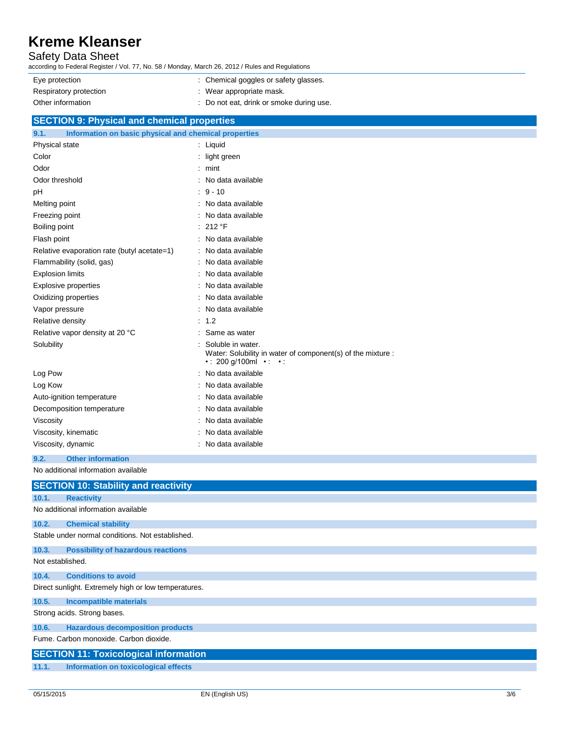| | |
|---|---|
| Eye protection | : Chemical goggles or safety glasses. |
| Respiratory protection | : Wear appropriate mask. |
| Other information | : Do not eat, drink or smoke during use. |

## SECTION 9: Physical and chemical properties

### 9.1. Information on basic physical and chemical properties

| | |
|---|---|
| Physical state | : Liquid |
| Color | : light green |
| Odor | : mint |
| Odor threshold | : No data available |
| pH | : 9 - 10 |
| Melting point | : No data available |
| Freezing point | : No data available |
| Boiling point | : 212 °F |
| Flash point | : No data available |
| Relative evaporation rate (butyl acetate=1) | : No data available |
| Flammability (solid, gas) | : No data available |
| Explosion limits | : No data available |
| Explosive properties | : No data available |
| Oxidizing properties | : No data available |
| Vapor pressure | : No data available |
| Relative density | : 1.2 |
| Relative vapor density at 20 °C | : Same as water |
| Solubility | : Soluble in water.<br>Water: Solubility in water of component(s) of the mixture :<br>• : 200 g/100ml • : • : |
| Log Pow | : No data available |
| Log Kow | : No data available |
| Auto-ignition temperature | : No data available |
| Decomposition temperature | : No data available |
| Viscosity | : No data available |
| Viscosity, kinematic | : No data available |
| Viscosity, dynamic | : No data available |

### 9.2. Other information

No additional information available

## SECTION 10: Stability and reactivity

### 10.1. Reactivity

No additional information available

### 10.2. Chemical stability

Stable under normal conditions. Not established.

### 10.3. Possibility of hazardous reactions

Not established.

### 10.4. Conditions to avoid

Direct sunlight. Extremely high or low temperatures.

### 10.5. Incompatible materials

Strong acids. Strong bases.

### 10.6. Hazardous decomposition products

Fume. Carbon monoxide. Carbon dioxide.

## SECTION 11: Toxicological information

### 11.1. Information on toxicological effects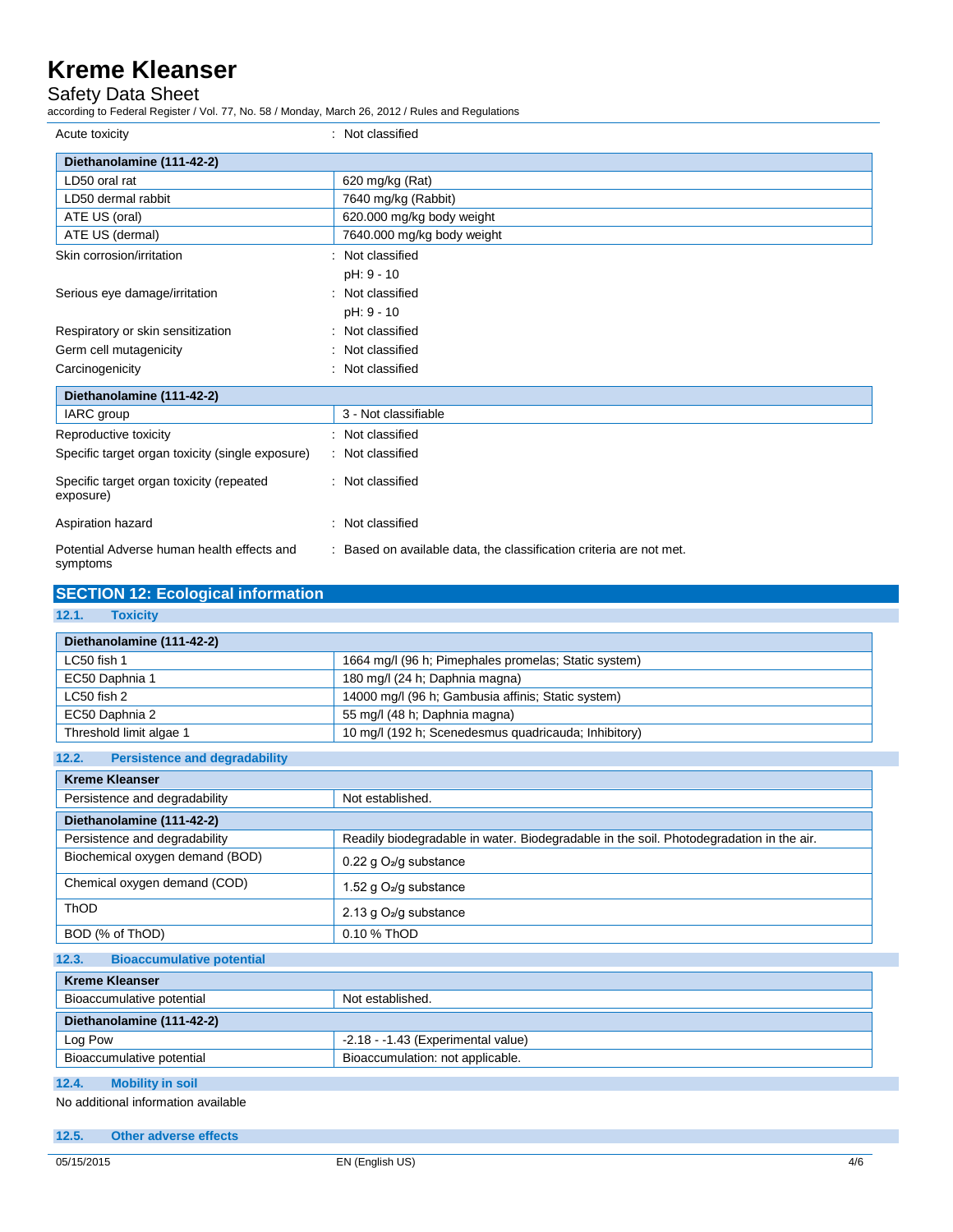Acute toxicity : Not classified

| Diethanolamine (111-42-2) | |
|---|---|
| LD50 oral rat | 620 mg/kg (Rat) |
| LD50 dermal rabbit | 7640 mg/kg (Rabbit) |
| ATE US (oral) | 620.000 mg/kg body weight |
| ATE US (dermal) | 7640.000 mg/kg body weight |

Skin corrosion/irritation : Not classified

pH: 9 - 10

Serious eye damage/irritation : Not classified

pH: 9 - 10

Respiratory or skin sensitization : Not classified

Germ cell mutagenicity : Not classified

Carcinogenicity : Not classified

| Diethanolamine (111-42-2) | |
|---|---|
| IARC group | 3 - Not classifiable |

Reproductive toxicity : Not classified

Specific target organ toxicity (single exposure) : Not classified

Specific target organ toxicity (repeated exposure) : Not classified

Aspiration hazard : Not classified

Potential Adverse human health effects and symptoms : Based on available data, the classification criteria are not met.

## SECTION 12: Ecological information

### 12.1. Toxicity

| Diethanolamine (111-42-2) | |
|---|---|
| LC50 fish 1 | 1664 mg/l (96 h; Pimephales promelas; Static system) |
| EC50 Daphnia 1 | 180 mg/l (24 h; Daphnia magna) |
| LC50 fish 2 | 14000 mg/l (96 h; Gambusia affinis; Static system) |
| EC50 Daphnia 2 | 55 mg/l (48 h; Daphnia magna) |
| Threshold limit algae 1 | 10 mg/l (192 h; Scenedesmus quadricauda; Inhibitory) |

### 12.2. Persistence and degradability

| Kreme Kleanser | |
|---|---|
| Persistence and degradability | Not established. |
| **Diethanolamine (111-42-2)** | |
| Persistence and degradability | Readily biodegradable in water. Biodegradable in the soil. Photodegradation in the air. |
| Biochemical oxygen demand (BOD) | 0.22 g $O_2$/g substance |
| Chemical oxygen demand (COD) | 1.52 g $O_2$/g substance |
| ThOD | 2.13 g $O_2$/g substance |
| BOD (% of ThOD) | 0.10 % ThOD |

### 12.3. Bioaccumulative potential

| Kreme Kleanser | |
|---|---|
| Bioaccumulative potential | Not established. |
| **Diethanolamine (111-42-2)** | |
| Log Pow | -2.18 - -1.43 (Experimental value) |
| Bioaccumulative potential | Bioaccumulation: not applicable. |

### 12.4. Mobility in soil

No additional information available

### 12.5. Other adverse effects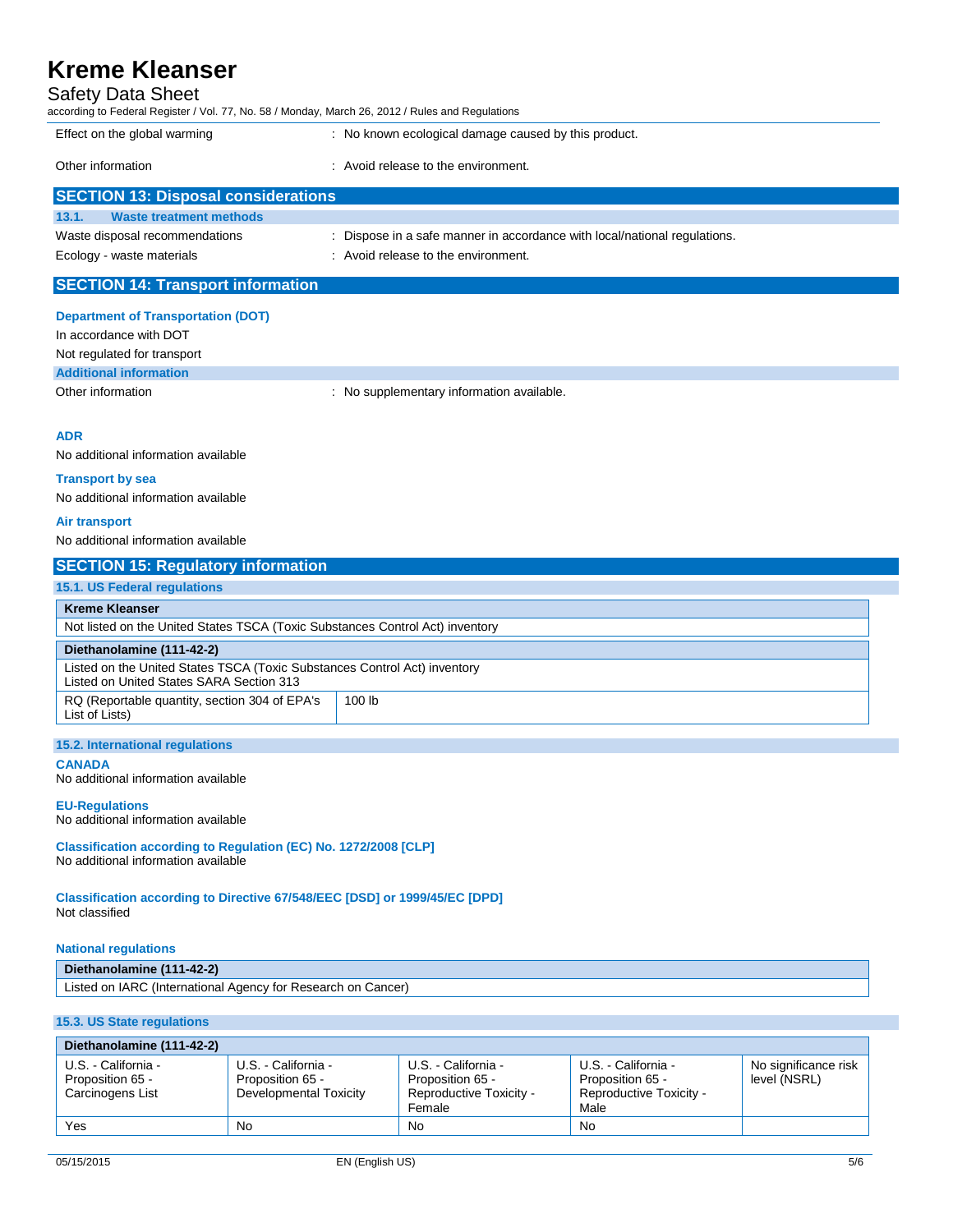| | |
|---|---|
| Effect on the global warming | : No known ecological damage caused by this product. |
| Other information | : Avoid release to the environment. |

## SECTION 13: Disposal considerations

### 13.1. Waste treatment methods

| | |
|---|---|
| Waste disposal recommendations | : Dispose in a safe manner in accordance with local/national regulations. |
| Ecology - waste materials | : Avoid release to the environment. |

## SECTION 14: Transport information

**Department of Transportation (DOT)**

In accordance with DOT

Not regulated for transport

**Additional information**

| | |
|---|---|
| Other information | : No supplementary information available. |

**ADR**

No additional information available

**Transport by sea**

No additional information available

**Air transport**

No additional information available

## SECTION 15: Regulatory information

### 15.1. US Federal regulations

| **Kreme Kleanser** |
|---|
| Not listed on the United States TSCA (Toxic Substances Control Act) inventory |

| **Diethanolamine (111-42-2)** | |
|---|---|
| Listed on the United States TSCA (Toxic Substances Control Act) inventory<br>Listed on United States SARA Section 313 | |
| RQ (Reportable quantity, section 304 of EPA's List of Lists) | 100 lb |

### 15.2. International regulations

**CANADA**

No additional information available

**EU-Regulations**

No additional information available

**Classification according to Regulation (EC) No. 1272/2008 [CLP]**

No additional information available

**Classification according to Directive 67/548/EEC [DSD] or 1999/45/EC [DPD]**

Not classified

**National regulations**

| **Diethanolamine (111-42-2)** |
|---|
| Listed on IARC (International Agency for Research on Cancer) |

### 15.3. US State regulations

**Diethanolamine (111-42-2)**

| U.S. - California - Proposition 65 - Carcinogens List | U.S. - California - Proposition 65 - Developmental Toxicity | U.S. - California - Proposition 65 - Reproductive Toxicity - Female | U.S. - California - Proposition 65 - Reproductive Toxicity - Male | No significance risk level (NSRL) |
|---|---|---|---|---|
| Yes | No | No | No | |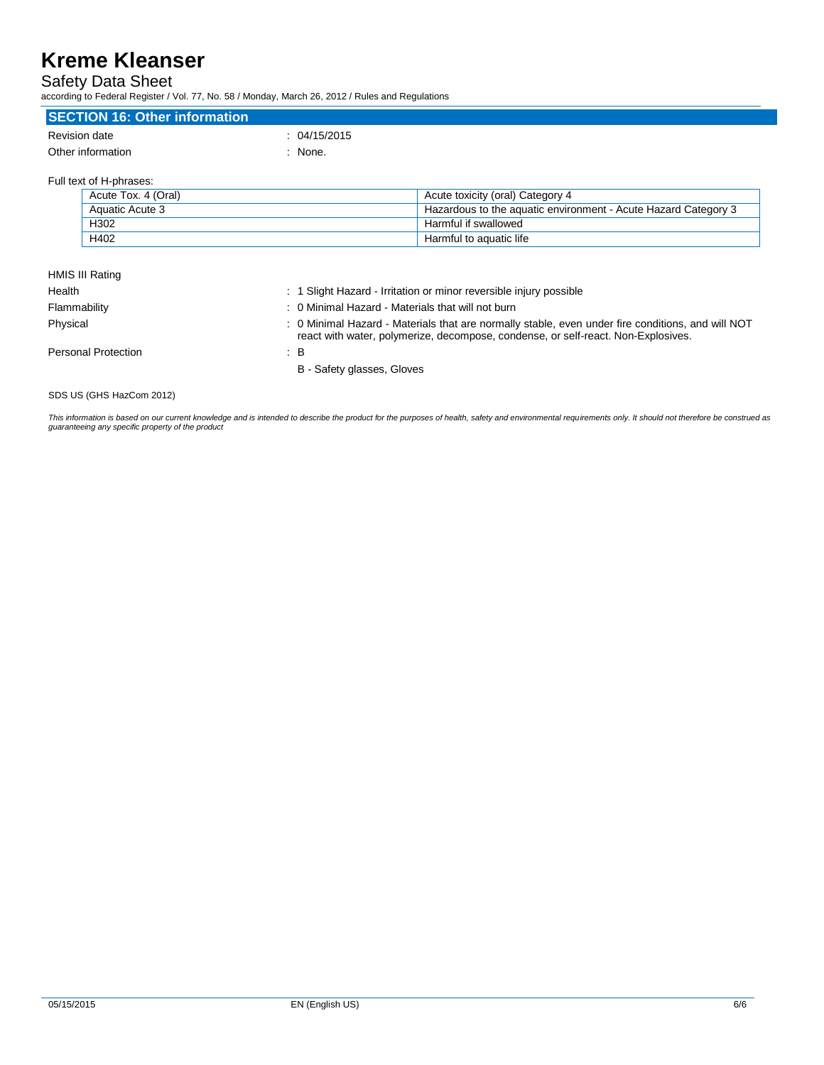## SECTION 16: Other information

Revision date : 04/15/2015

Other information : None.

Full text of H-phrases:

| | |
|---|---|
| Acute Tox. 4 (Oral) | Acute toxicity (oral) Category 4 |
| Aquatic Acute 3 | Hazardous to the aquatic environment - Acute Hazard Category 3 |
| H302 | Harmful if swallowed |
| H402 | Harmful to aquatic life |

HMIS III Rating

Health : 1 Slight Hazard - Irritation or minor reversible injury possible

Flammability : 0 Minimal Hazard - Materials that will not burn

Physical : 0 Minimal Hazard - Materials that are normally stable, even under fire conditions, and will NOT react with water, polymerize, decompose, condense, or self-react. Non-Explosives.

Personal Protection : B

B - Safety glasses, Gloves

SDS US (GHS HazCom 2012)

*This information is based on our current knowledge and is intended to describe the product for the purposes of health, safety and environmental requirements only. It should not therefore be construed as guaranteeing any specific property of the product*